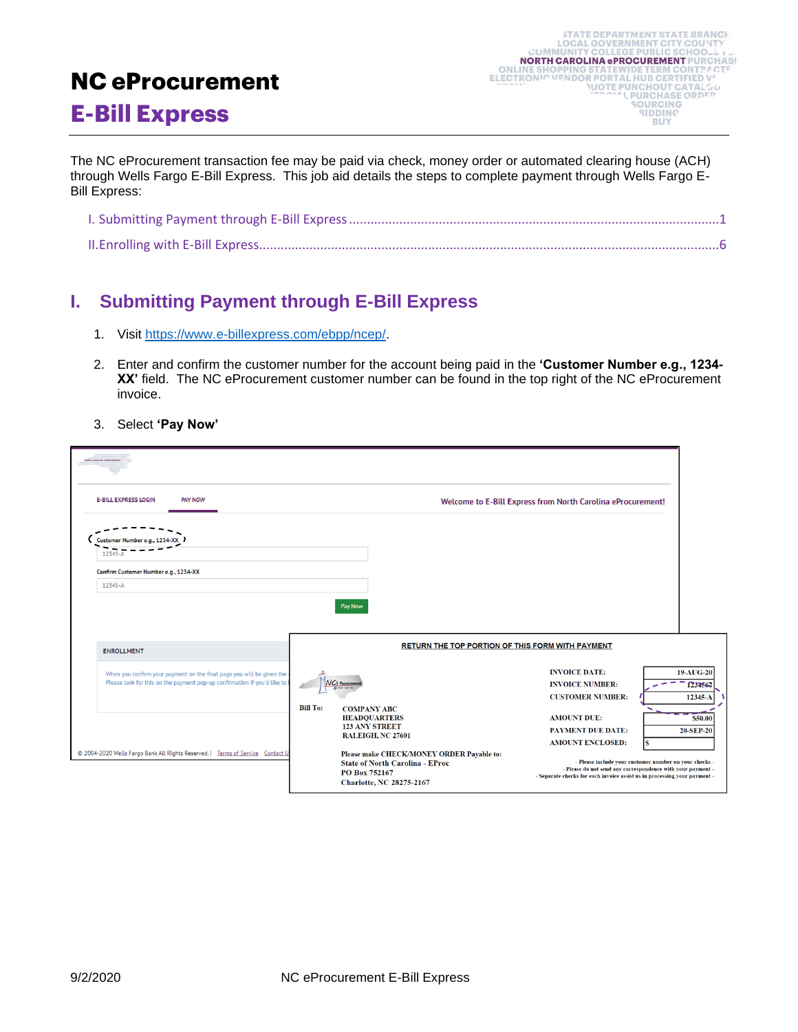# NC eProcurement

## E-Bill Express

The NC eProcurement transaction fee may be paid via check, money order or automated clearing house (ACH) through Wells Fargo E-Bill Express. This job aid details the steps to complete payment through Wells Fargo E-Bill Express:

I. Submitting Payment through E-Bill Express ........................................ 1

II. Enrolling with E-Bill Express ........................................ 6

## I. Submitting Payment through E-Bill Express

1. Visit https://www.e-billexpress.com/ebpp/ncep/.

2. Enter and confirm the customer number for the account being paid in the **'Customer Number e.g., 1234-XX'** field. The NC eProcurement customer number can be found in the top right of the NC eProcurement invoice.

3. Select **'Pay Now'**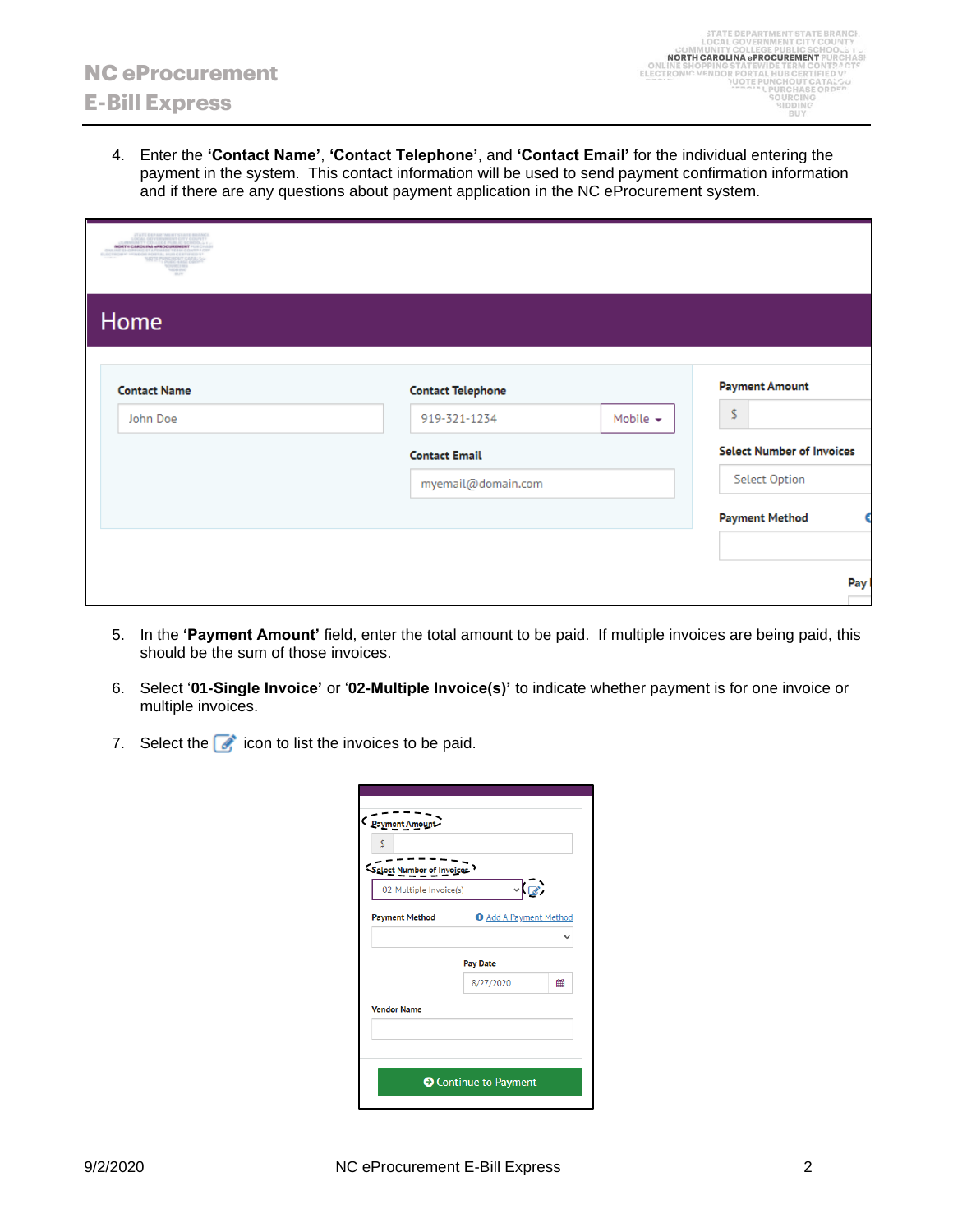4. Enter the **'Contact Name'**, **'Contact Telephone'**, and **'Contact Email'** for the individual entering the payment in the system. This contact information will be used to send payment confirmation information and if there are any questions about payment application in the NC eProcurement system.

5. In the **'Payment Amount'** field, enter the total amount to be paid. If multiple invoices are being paid, this should be the sum of those invoices.

6. Select '**01-Single Invoice'** or '**02-Multiple Invoice(s)'** to indicate whether payment is for one invoice or multiple invoices.

7. Select the icon to list the invoices to be paid.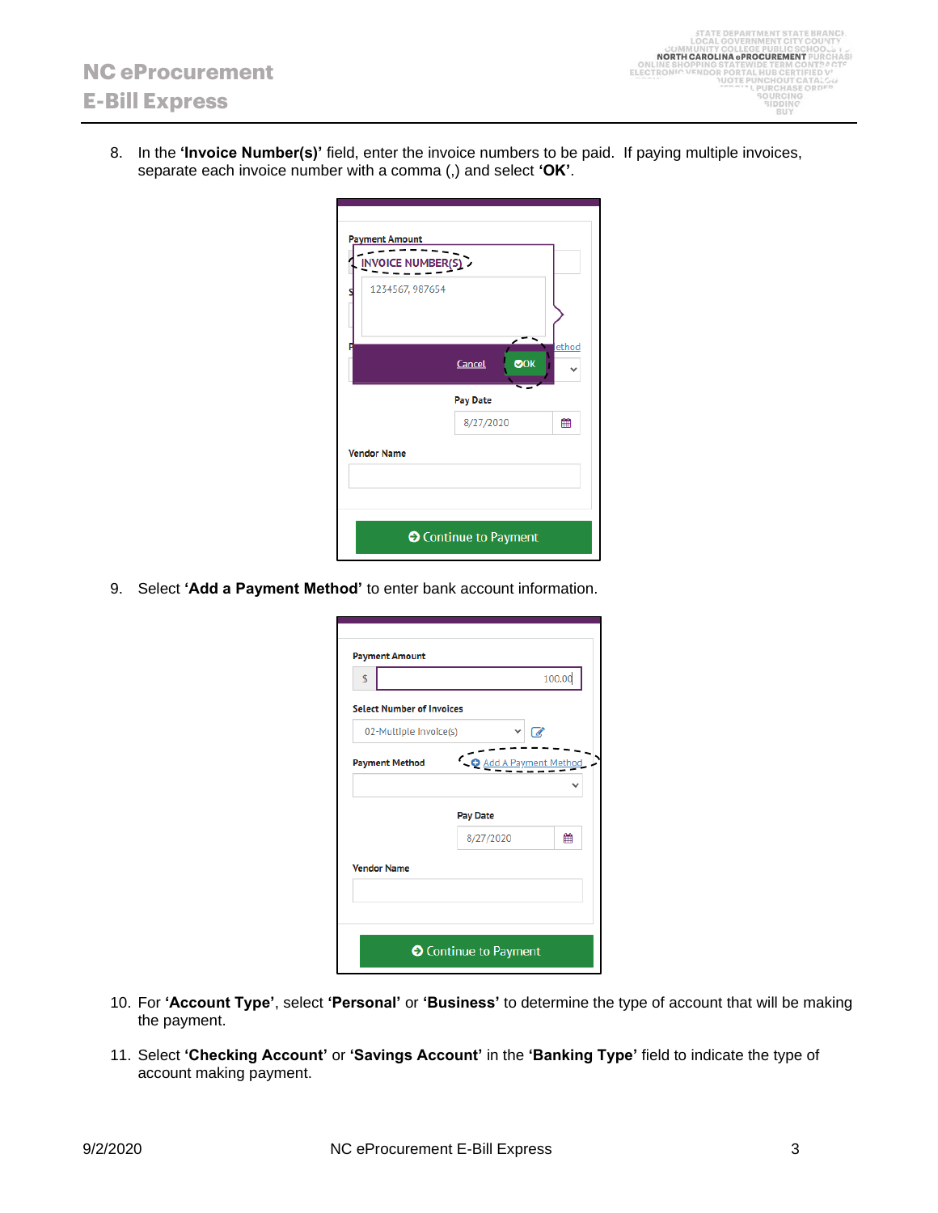8. In the **'Invoice Number(s)'** field, enter the invoice numbers to be paid. If paying multiple invoices, separate each invoice number with a comma (,) and select **'OK'**.

9. Select **'Add a Payment Method'** to enter bank account information.

10. For **'Account Type'**, select **'Personal'** or **'Business'** to determine the type of account that will be making the payment.

11. Select **'Checking Account'** or **'Savings Account'** in the **'Banking Type'** field to indicate the type of account making payment.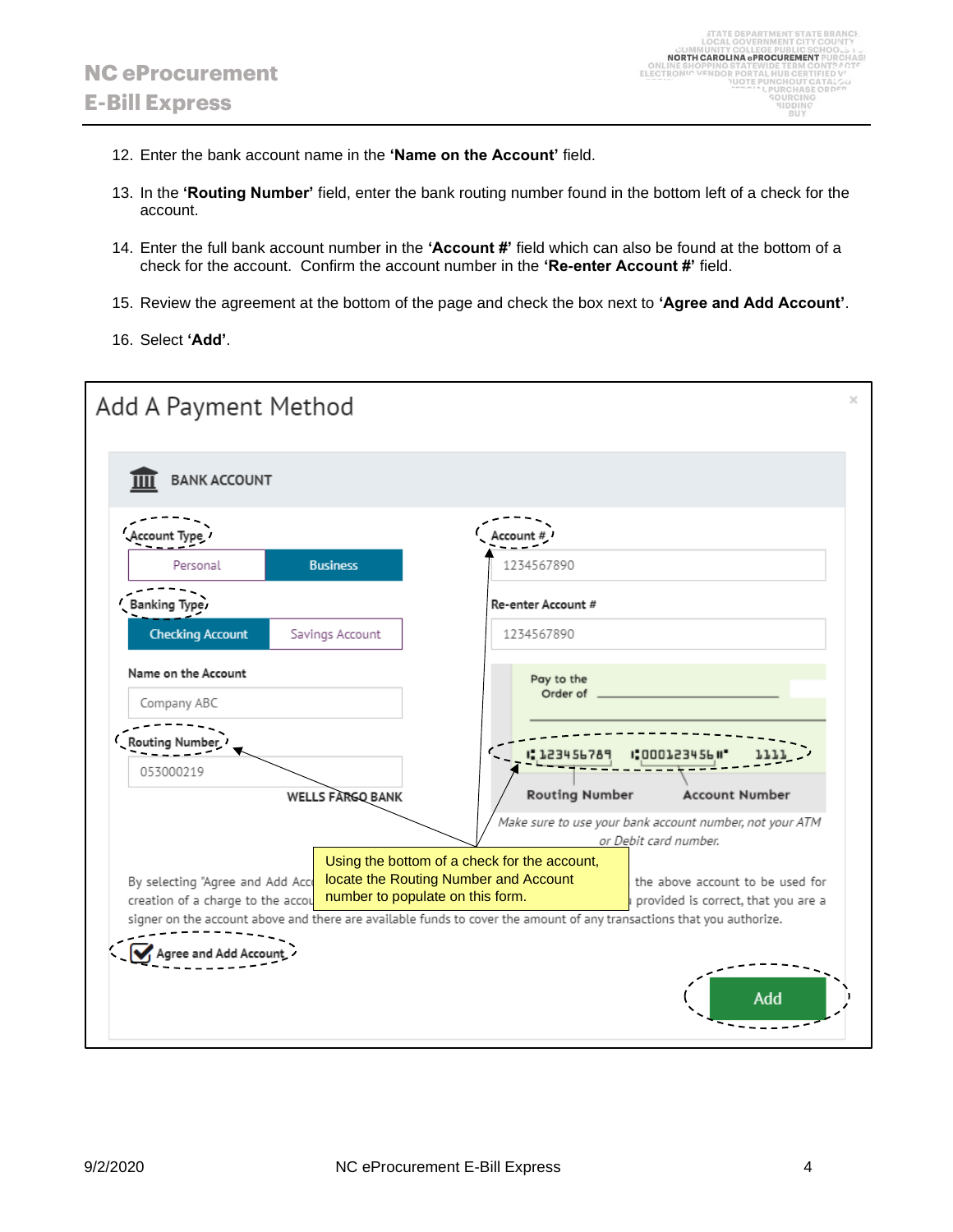12. Enter the bank account name in the **'Name on the Account'** field.

13. In the **'Routing Number'** field, enter the bank routing number found in the bottom left of a check for the account.

14. Enter the full bank account number in the **'Account #'** field which can also be found at the bottom of a check for the account. Confirm the account number in the **'Re-enter Account #'** field.

15. Review the agreement at the bottom of the page and check the box next to **'Agree and Add Account'**.

16. Select **'Add'**.

Add A Payment Method

BANK ACCOUNT

Account Type: Personal | Business

Banking Type: Checking Account | Savings Account

Name on the Account: Company ABC

Routing Number: 053000219

WELLS FARGO BANK

Account #: 1234567890

Re-enter Account #: 1234567890

Pay to the Order of

⑆123456789 ⑆000123456⑈ 1111

Routing Number Account Number

*Make sure to use your bank account number, not your ATM or Debit card number.*

Using the bottom of a check for the account, locate the Routing Number and Account number to populate on this form.

By selecting 'Agree and Add Acc... the above account to be used for creation of a charge to the accou... provided is correct, that you are a signer on the account above and there are available funds to cover the amount of any transactions that you authorize.

☑ Agree and Add Account

Add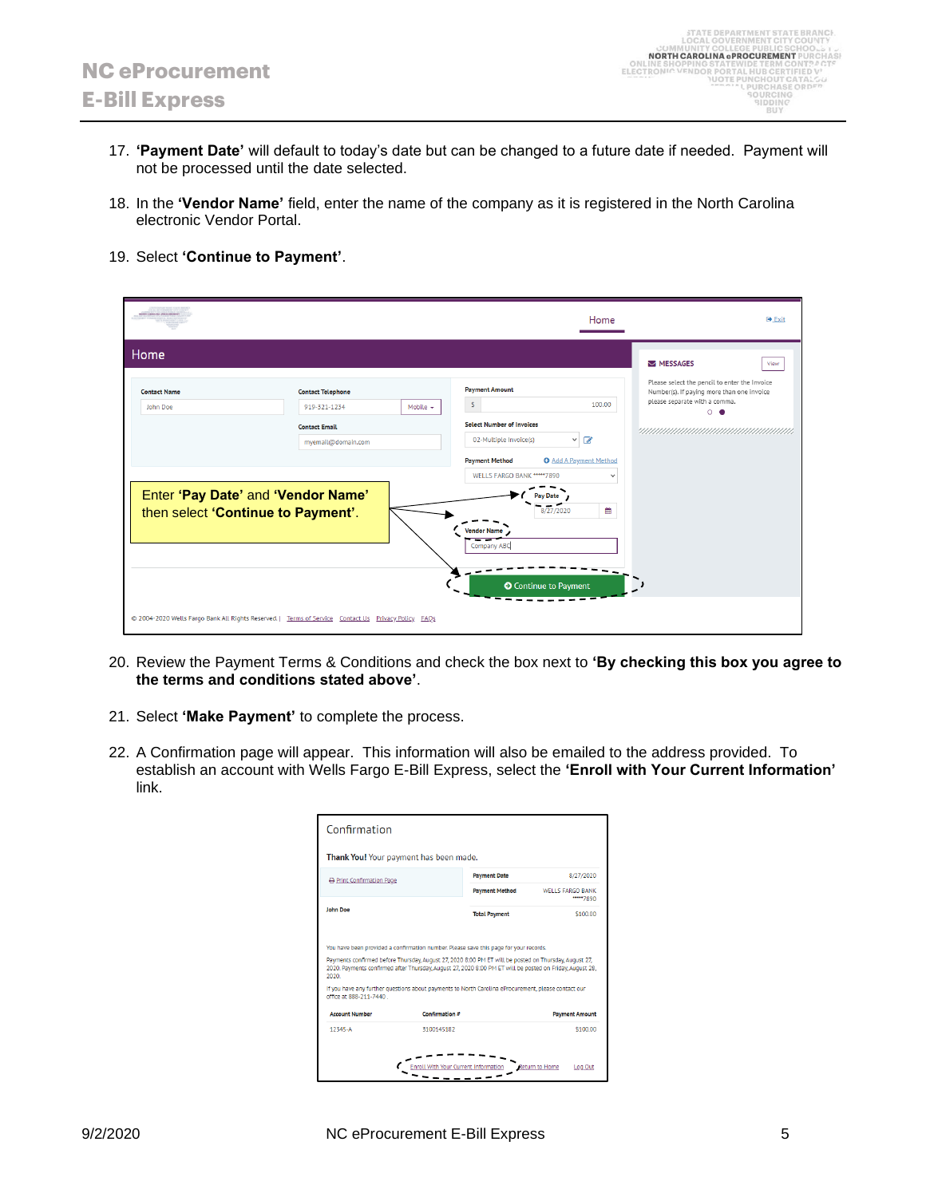17. **'Payment Date'** will default to today's date but can be changed to a future date if needed. Payment will not be processed until the date selected.

18. In the **'Vendor Name'** field, enter the name of the company as it is registered in the North Carolina electronic Vendor Portal.

19. Select **'Continue to Payment'**.

Enter **'Pay Date'** and **'Vendor Name'** then select **'Continue to Payment'**.

20. Review the Payment Terms & Conditions and check the box next to **'By checking this box you agree to the terms and conditions stated above'**.

21. Select **'Make Payment'** to complete the process.

22. A Confirmation page will appear. This information will also be emailed to the address provided. To establish an account with Wells Fargo E-Bill Express, select the **'Enroll with Your Current Information'** link.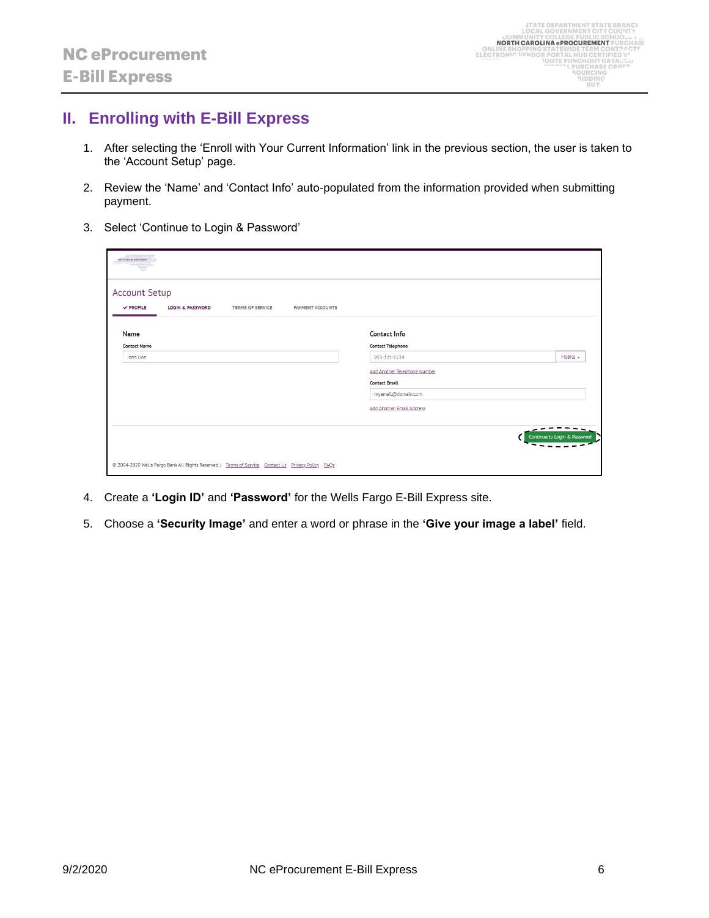## II. Enrolling with E-Bill Express

1. After selecting the 'Enroll with Your Current Information' link in the previous section, the user is taken to the 'Account Setup' page.

2. Review the 'Name' and 'Contact Info' auto-populated from the information provided when submitting payment.

3. Select 'Continue to Login & Password'

4. Create a **'Login ID'** and **'Password'** for the Wells Fargo E-Bill Express site.

5. Choose a **'Security Image'** and enter a word or phrase in the **'Give your image a label'** field.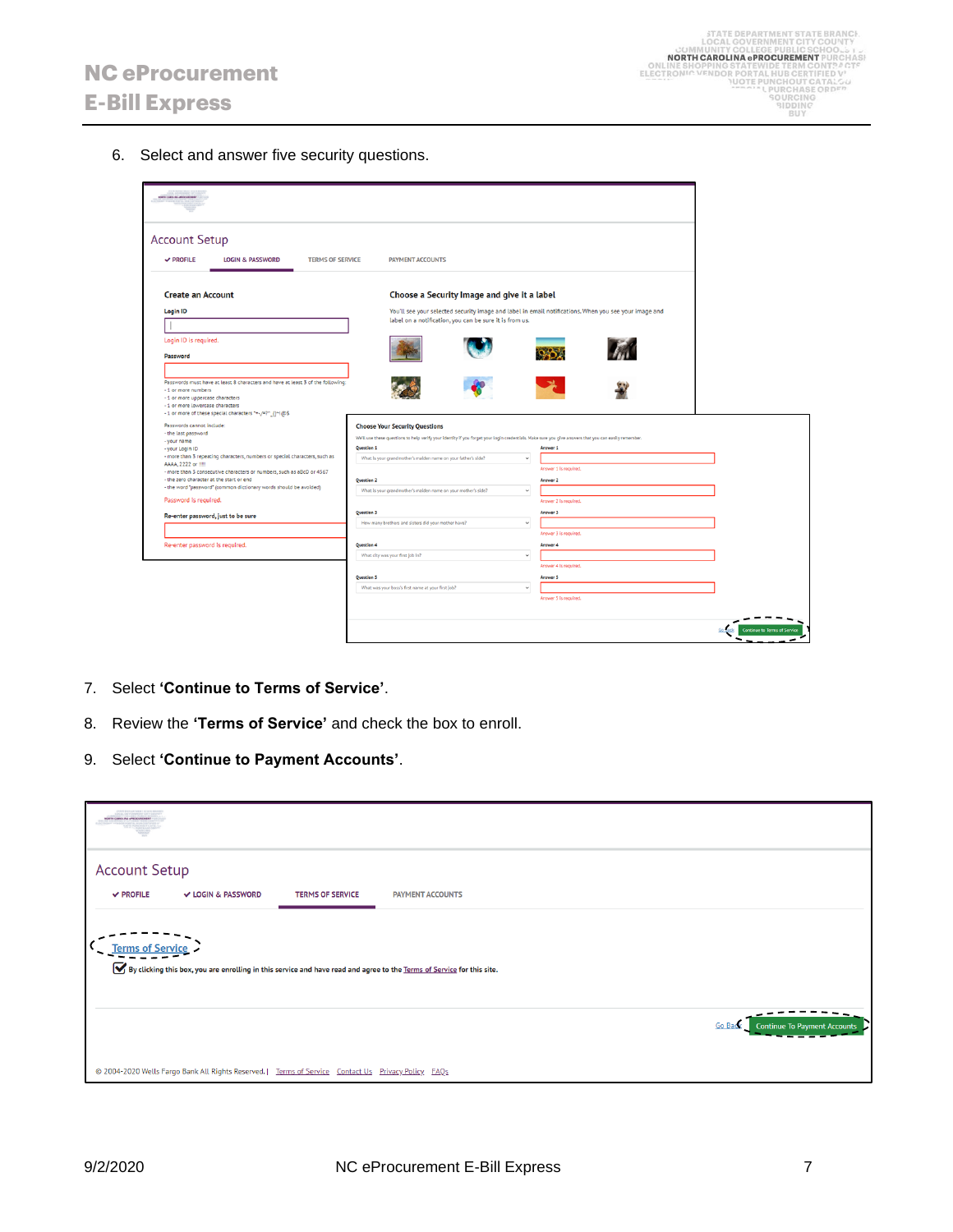6. Select and answer five security questions.

7. Select **'Continue to Terms of Service'**.

8. Review the **'Terms of Service'** and check the box to enroll.

9. Select **'Continue to Payment Accounts'**.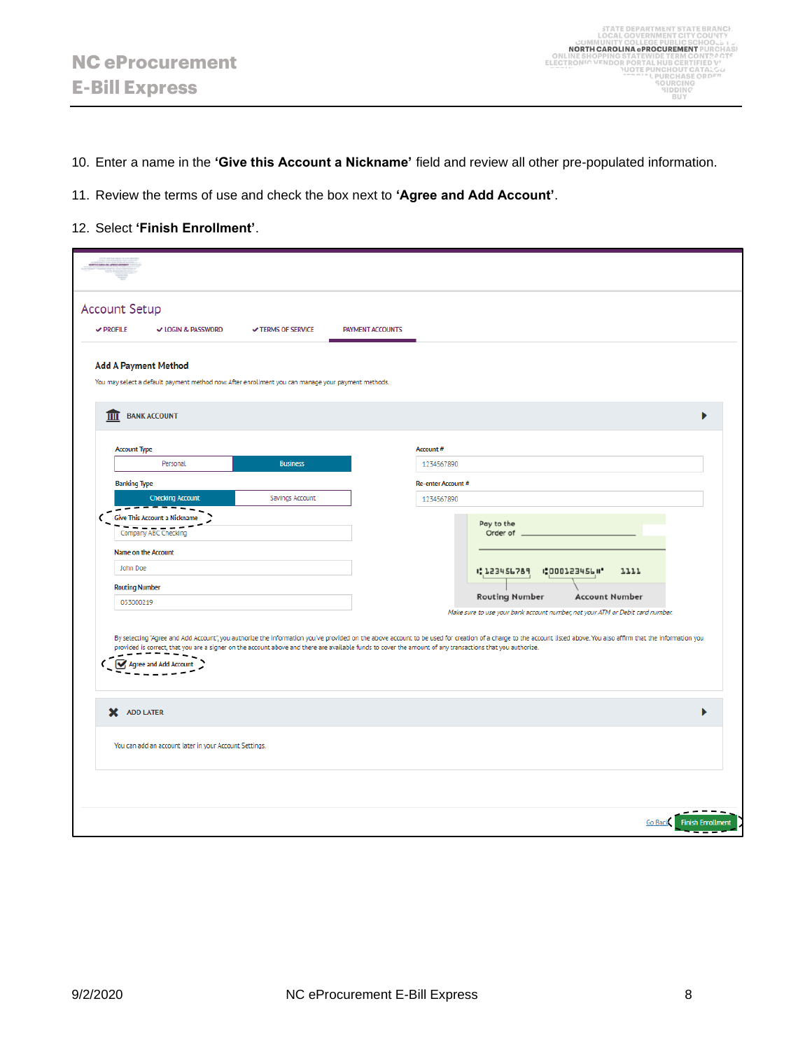10. Enter a name in the **'Give this Account a Nickname'** field and review all other pre-populated information.

11. Review the terms of use and check the box next to **'Agree and Add Account'**.

12. Select **'Finish Enrollment'**.

Account Setup

✔ PROFILE ✔ LOGIN & PASSWORD ✔ TERMS OF SERVICE PAYMENT ACCOUNTS

**Add A Payment Method**

You may select a default payment method now. After enrollment you can manage your payment methods.

BANK ACCOUNT

Account Type: Personal | Business

Banking Type: Checking Account | Savings Account

Give This Account a Nickname: Company ABC Checking

Name on the Account: John Doe

Routing Number: 053000219

Account #: 1234567890

Re-enter Account #: 1234567890

Pay to the Order of

⑆123456789 ⑆000123456⑈ 1111

Routing Number Account Number

*Make sure to use your bank account number, not your ATM or Debit card number.*

By selecting "Agree and Add Account", you authorize the information you've provided on the above account to be used for creation of a charge to the account listed above. You also affirm that the information you provided is correct, that you are a signer on the account above and there are available funds to cover the amount of any transactions that you authorize.

☑ Agree and Add Account

ADD LATER

You can add an account later in your Account Settings.

Go Back Finish Enrollment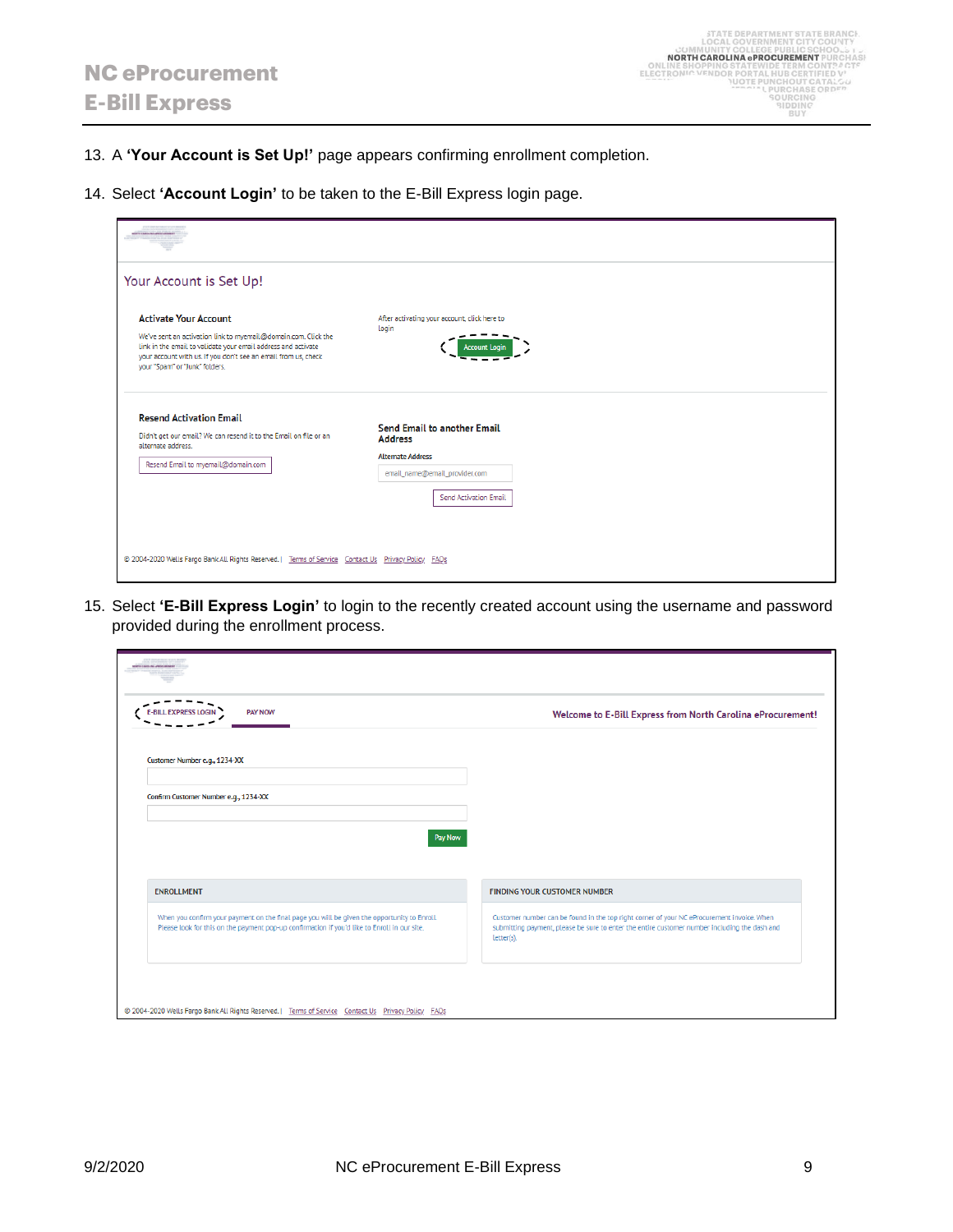13. A **'Your Account is Set Up!'** page appears confirming enrollment completion.
14. Select **'Account Login'** to be taken to the E-Bill Express login page.

Your Account is Set Up!

Activate Your Account

We've sent an activation link to myemail@domain.com. Click the link in the email to validate your email address and activate your account with us. If you don't see an email from us, check your "Spam" or "Junk" folders.

After activating your account, click here to login

Account Login

Resend Activation Email

Didn't get our email? We can resend it to the Email on file or an alternate address.

Resend Email to myemail@domain.com

Send Email to another Email Address

Alternate Address

email_name@email_provider.com

Send Activation Email

© 2004-2020 Wells Fargo Bank All Rights Reserved. | Terms of Service Contact Us Privacy Policy FAQs

15. Select **'E-Bill Express Login'** to login to the recently created account using the username and password provided during the enrollment process.

E-BILL EXPRESS LOGIN PAY NOW

Welcome to E-Bill Express from North Carolina eProcurement!

Customer Number e.g., 1234-XX

Confirm Customer Number e.g., 1234-XX

Pay Now

ENROLLMENT

When you confirm your payment on the final page you will be given the opportunity to Enroll. Please look for this on the payment pop-up confirmation if you'd like to Enroll in our site.

FINDING YOUR CUSTOMER NUMBER

Customer number can be found in the top right corner of your NC eProcurement invoice. When submitting payment, please be sure to enter the entire customer number including the dash and letter(s).

© 2004-2020 Wells Fargo Bank All Rights Reserved. | Terms of Service Contact Us Privacy Policy FAQs